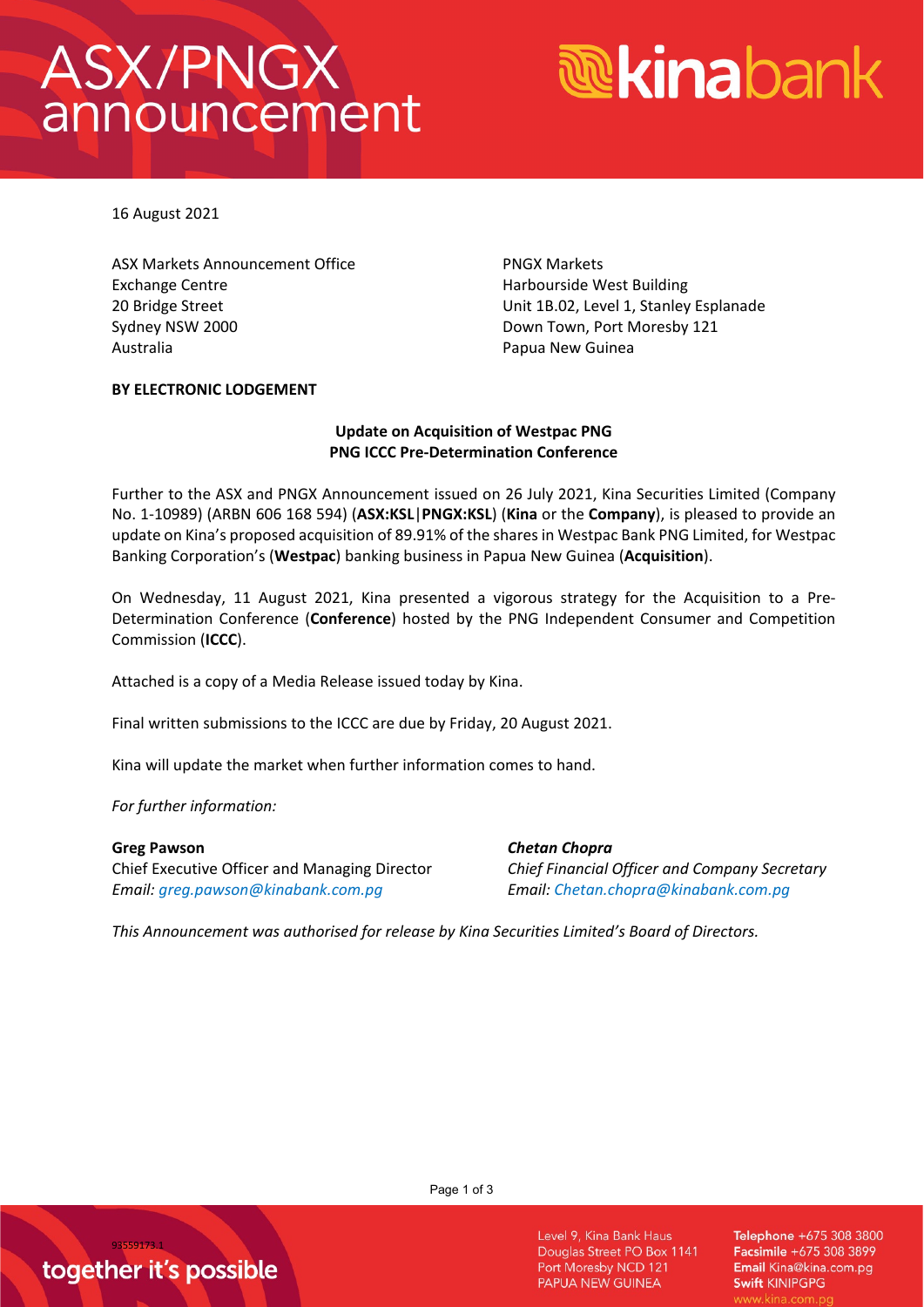# ASX/PNGX announcement

16 August 2021

ASX Markets Announcement Office
Exchange Centre
20 Bridge Street
Sydney NSW 2000
Australia

PNGX Markets
Harbourside West Building
Unit 1B.02, Level 1, Stanley Esplanade
Down Town, Port Moresby 121
Papua New Guinea

**BY ELECTRONIC LODGEMENT**

**Update on Acquisition of Westpac PNG**
**PNG ICCC Pre-Determination Conference**

Further to the ASX and PNGX Announcement issued on 26 July 2021, Kina Securities Limited (Company No. 1-10989) (ARBN 606 168 594) (**ASX:KSL**|**PNGX:KSL**) (**Kina** or the **Company**), is pleased to provide an update on Kina's proposed acquisition of 89.91% of the shares in Westpac Bank PNG Limited, for Westpac Banking Corporation's (**Westpac**) banking business in Papua New Guinea (**Acquisition**).

On Wednesday, 11 August 2021, Kina presented a vigorous strategy for the Acquisition to a Pre-Determination Conference (**Conference**) hosted by the PNG Independent Consumer and Competition Commission (**ICCC**).

Attached is a copy of a Media Release issued today by Kina.

Final written submissions to the ICCC are due by Friday, 20 August 2021.

Kina will update the market when further information comes to hand.

*For further information:*

**Greg Pawson**
Chief Executive Officer and Managing Director
*Email: greg.pawson@kinabank.com.pg*

***Chetan Chopra***
*Chief Financial Officer and Company Secretary*
*Email: Chetan.chopra@kinabank.com.pg*

*This Announcement was authorised for release by Kina Securities Limited's Board of Directors.*

93559173.1

together it's possible

Level 9, Kina Bank Haus
Douglas Street PO Box 1141
Port Moresby NCD 121
PAPUA NEW GUINEA

**Telephone** +675 308 3800
**Facsimile** +675 308 3899
**Email** Kina@kina.com.pg
**Swift** KINIPGPG
www.kina.com.pg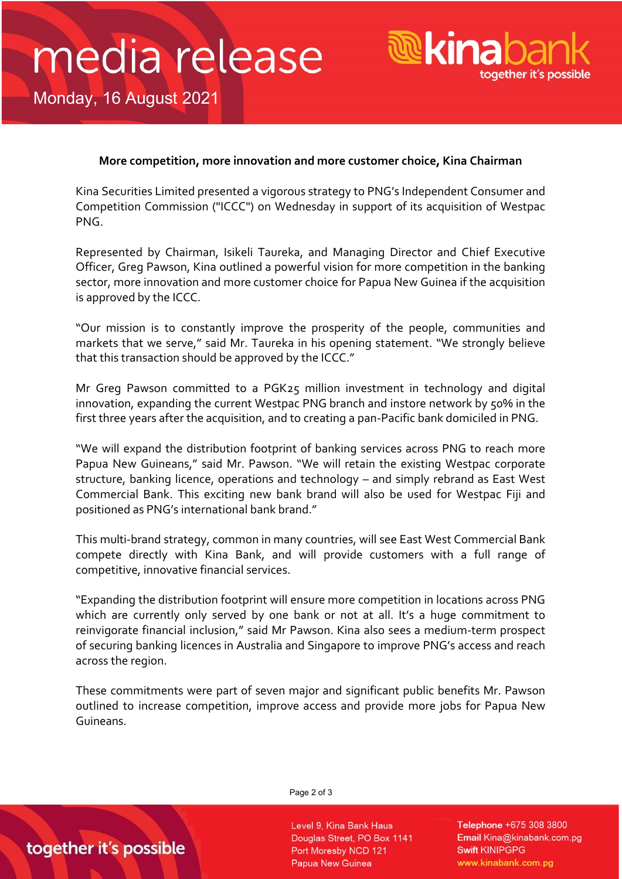media release

Monday, 16 August 2021

**More competition, more innovation and more customer choice, Kina Chairman**

Kina Securities Limited presented a vigorous strategy to PNG's Independent Consumer and Competition Commission ("ICCC") on Wednesday in support of its acquisition of Westpac PNG.

Represented by Chairman, Isikeli Taureka, and Managing Director and Chief Executive Officer, Greg Pawson, Kina outlined a powerful vision for more competition in the banking sector, more innovation and more customer choice for Papua New Guinea if the acquisition is approved by the ICCC.

"Our mission is to constantly improve the prosperity of the people, communities and markets that we serve," said Mr. Taureka in his opening statement. "We strongly believe that this transaction should be approved by the ICCC."

Mr Greg Pawson committed to a PGK25 million investment in technology and digital innovation, expanding the current Westpac PNG branch and instore network by 50% in the first three years after the acquisition, and to creating a pan-Pacific bank domiciled in PNG.

"We will expand the distribution footprint of banking services across PNG to reach more Papua New Guineans," said Mr. Pawson. "We will retain the existing Westpac corporate structure, banking licence, operations and technology – and simply rebrand as East West Commercial Bank. This exciting new bank brand will also be used for Westpac Fiji and positioned as PNG's international bank brand."

This multi-brand strategy, common in many countries, will see East West Commercial Bank compete directly with Kina Bank, and will provide customers with a full range of competitive, innovative financial services.

"Expanding the distribution footprint will ensure more competition in locations across PNG which are currently only served by one bank or not at all. It's a huge commitment to reinvigorate financial inclusion," said Mr Pawson. Kina also sees a medium-term prospect of securing banking licences in Australia and Singapore to improve PNG's access and reach across the region.

These commitments were part of seven major and significant public benefits Mr. Pawson outlined to increase competition, improve access and provide more jobs for Papua New Guineans.

Level 9, Kina Bank Haus
Douglas Street, PO Box 1141
Port Moresby NCD 121
Papua New Guinea

**Telephone** +675 308 3800
**Email** Kina@kinabank.com.pg
**Swift** KINIPGPG
www.kinabank.com.pg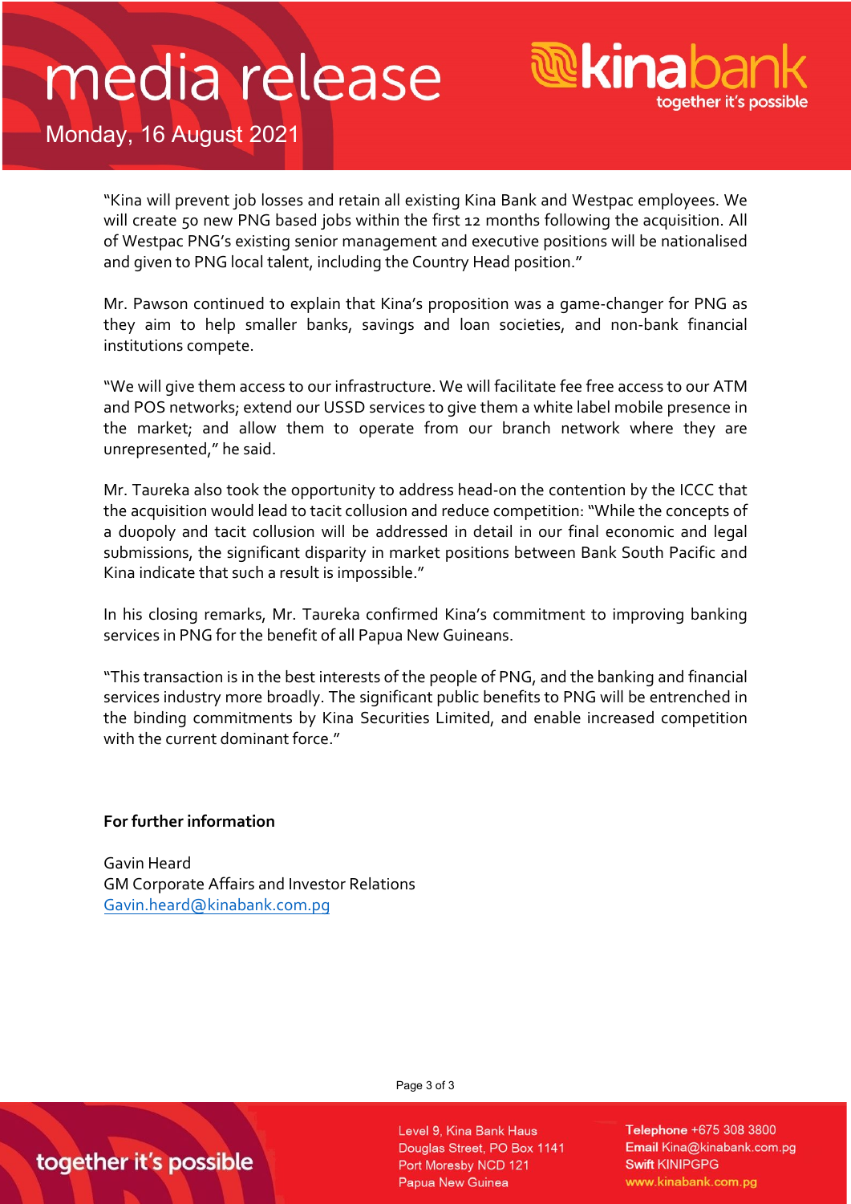"Kina will prevent job losses and retain all existing Kina Bank and Westpac employees. We will create 50 new PNG based jobs within the first 12 months following the acquisition. All of Westpac PNG's existing senior management and executive positions will be nationalised and given to PNG local talent, including the Country Head position."

Mr. Pawson continued to explain that Kina's proposition was a game-changer for PNG as they aim to help smaller banks, savings and loan societies, and non-bank financial institutions compete.

"We will give them access to our infrastructure. We will facilitate fee free access to our ATM and POS networks; extend our USSD services to give them a white label mobile presence in the market; and allow them to operate from our branch network where they are unrepresented," he said.

Mr. Taureka also took the opportunity to address head-on the contention by the ICCC that the acquisition would lead to tacit collusion and reduce competition: "While the concepts of a duopoly and tacit collusion will be addressed in detail in our final economic and legal submissions, the significant disparity in market positions between Bank South Pacific and Kina indicate that such a result is impossible."

In his closing remarks, Mr. Taureka confirmed Kina's commitment to improving banking services in PNG for the benefit of all Papua New Guineans.

"This transaction is in the best interests of the people of PNG, and the banking and financial services industry more broadly. The significant public benefits to PNG will be entrenched in the binding commitments by Kina Securities Limited, and enable increased competition with the current dominant force."

**For further information**

Gavin Heard
GM Corporate Affairs and Investor Relations
Gavin.heard@kinabank.com.pg